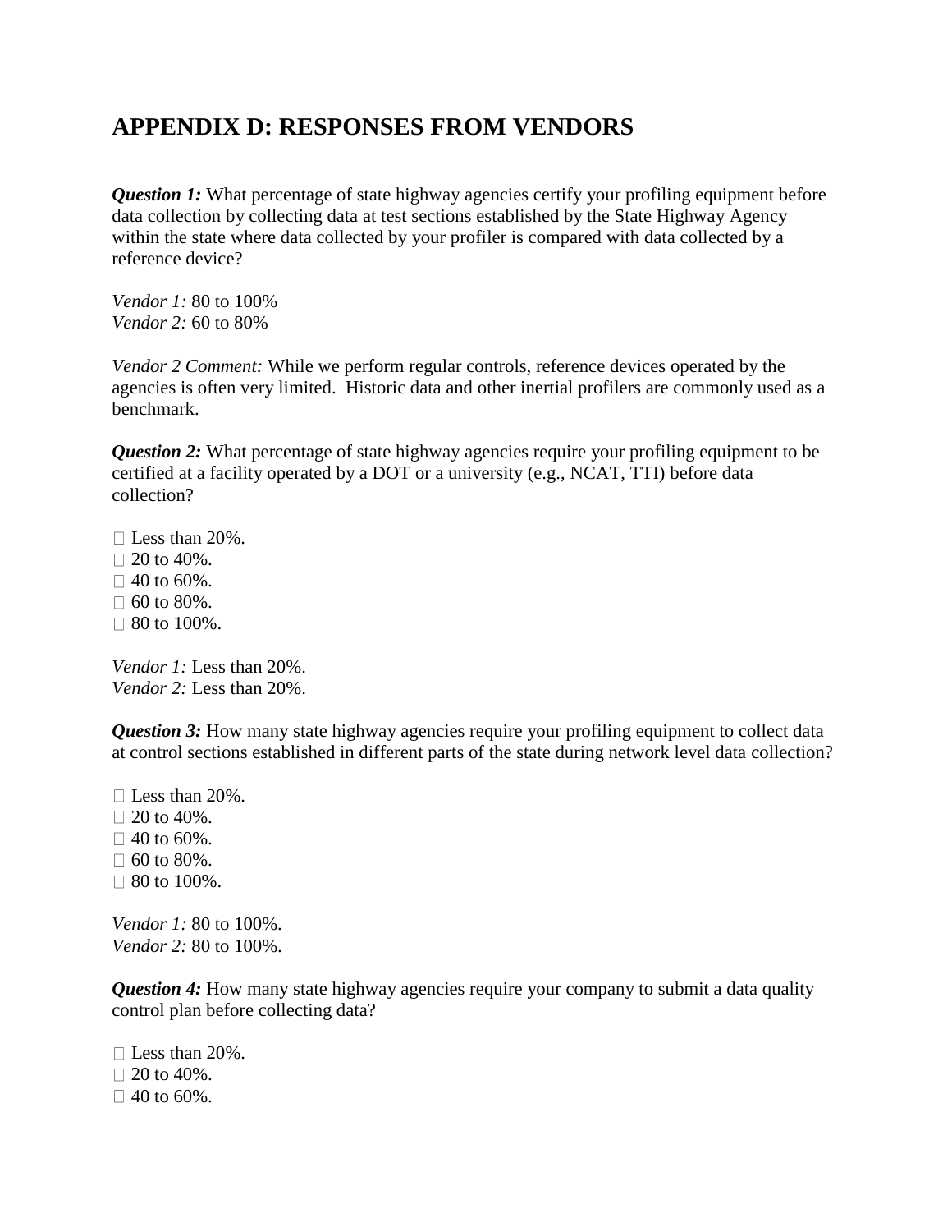# APPENDIX D: RESPONSES FROM VENDORS

***Question 1:*** What percentage of state highway agencies certify your profiling equipment before data collection by collecting data at test sections established by the State Highway Agency within the state where data collected by your profiler is compared with data collected by a reference device?

*Vendor 1:* 80 to 100%
*Vendor 2:* 60 to 80%

*Vendor 2 Comment:* While we perform regular controls, reference devices operated by the agencies is often very limited.  Historic data and other inertial profilers are commonly used as a benchmark.

***Question 2:*** What percentage of state highway agencies require your profiling equipment to be certified at a facility operated by a DOT or a university (e.g., NCAT, TTI) before data collection?

- Less than 20%.
- 20 to 40%.
- 40 to 60%.
- 60 to 80%.
- 80 to 100%.

*Vendor 1:* Less than 20%.
*Vendor 2:* Less than 20%.

***Question 3:*** How many state highway agencies require your profiling equipment to collect data at control sections established in different parts of the state during network level data collection?

- Less than 20%.
- 20 to 40%.
- 40 to 60%.
- 60 to 80%.
- 80 to 100%.

*Vendor 1:* 80 to 100%.
*Vendor 2:* 80 to 100%.

***Question 4:*** How many state highway agencies require your company to submit a data quality control plan before collecting data?

- Less than 20%.
- 20 to 40%.
- 40 to 60%.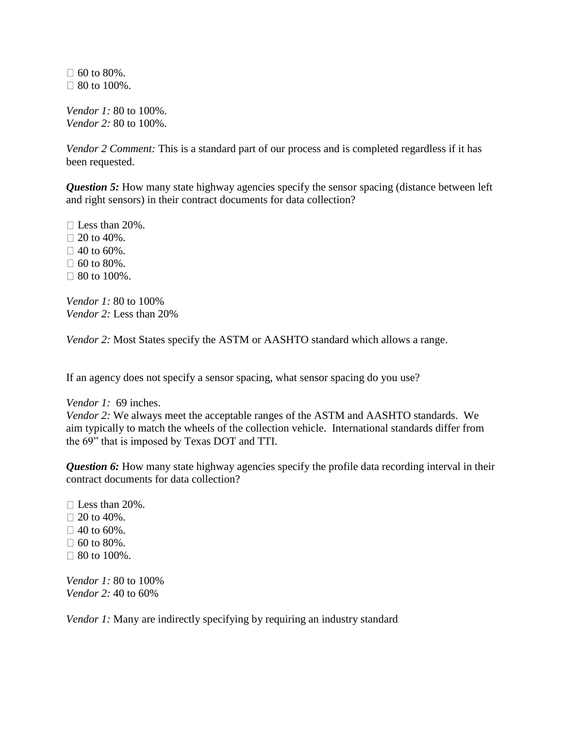□ 60 to 80%.
□ 80 to 100%.

*Vendor 1:* 80 to 100%.
*Vendor 2:* 80 to 100%.

*Vendor 2 Comment:* This is a standard part of our process and is completed regardless if it has been requested.

***Question 5:*** How many state highway agencies specify the sensor spacing (distance between left and right sensors) in their contract documents for data collection?

□ Less than 20%.
□ 20 to 40%.
□ 40 to 60%.
□ 60 to 80%.
□ 80 to 100%.

*Vendor 1:* 80 to 100%
*Vendor 2:* Less than 20%

*Vendor 2:* Most States specify the ASTM or AASHTO standard which allows a range.

If an agency does not specify a sensor spacing, what sensor spacing do you use?

*Vendor 1:* 69 inches.
*Vendor 2:* We always meet the acceptable ranges of the ASTM and AASHTO standards. We aim typically to match the wheels of the collection vehicle. International standards differ from the 69" that is imposed by Texas DOT and TTI.

***Question 6:*** How many state highway agencies specify the profile data recording interval in their contract documents for data collection?

□ Less than 20%.
□ 20 to 40%.
□ 40 to 60%.
□ 60 to 80%.
□ 80 to 100%.

*Vendor 1:* 80 to 100%
*Vendor 2:* 40 to 60%

*Vendor 1:* Many are indirectly specifying by requiring an industry standard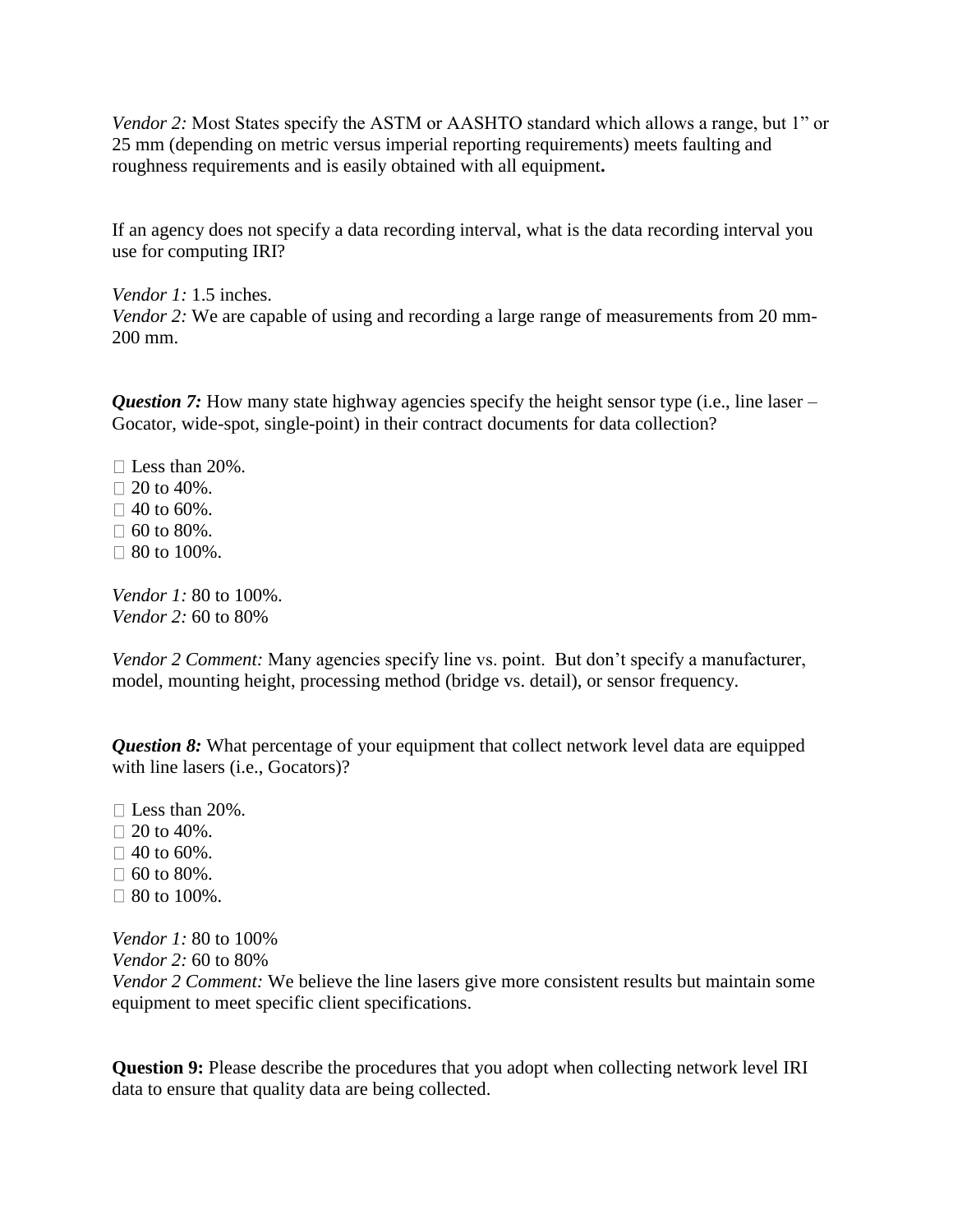*Vendor 2:* Most States specify the ASTM or AASHTO standard which allows a range, but 1" or 25 mm (depending on metric versus imperial reporting requirements) meets faulting and roughness requirements and is easily obtained with all equipment**.**

If an agency does not specify a data recording interval, what is the data recording interval you use for computing IRI?

*Vendor 1:* 1.5 inches.
*Vendor 2:* We are capable of using and recording a large range of measurements from 20 mm-200 mm.

***Question 7:*** How many state highway agencies specify the height sensor type (i.e., line laser – Gocator, wide-spot, single-point) in their contract documents for data collection?

- ☐ Less than 20%.
- ☐ 20 to 40%.
- ☐ 40 to 60%.
- ☐ 60 to 80%.
- ☐ 80 to 100%.

*Vendor 1:* 80 to 100%.
*Vendor 2:* 60 to 80%

*Vendor 2 Comment:* Many agencies specify line vs. point. But don't specify a manufacturer, model, mounting height, processing method (bridge vs. detail), or sensor frequency.

***Question 8:*** What percentage of your equipment that collect network level data are equipped with line lasers (i.e., Gocators)?

- ☐ Less than 20%.
- ☐ 20 to 40%.
- ☐ 40 to 60%.
- ☐ 60 to 80%.
- ☐ 80 to 100%.

*Vendor 1:* 80 to 100%
*Vendor 2:* 60 to 80%
*Vendor 2 Comment:* We believe the line lasers give more consistent results but maintain some equipment to meet specific client specifications.

**Question 9:** Please describe the procedures that you adopt when collecting network level IRI data to ensure that quality data are being collected.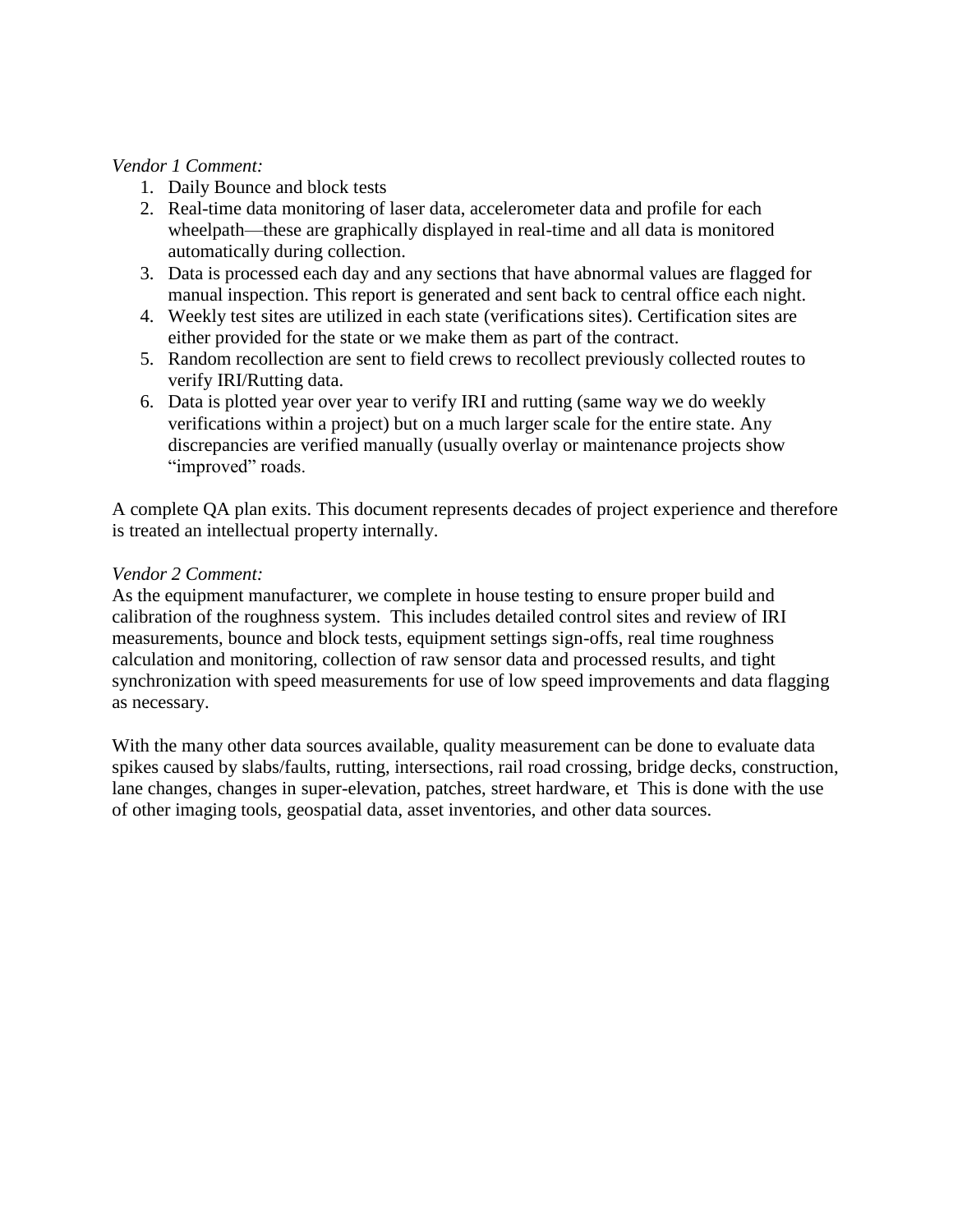*Vendor 1 Comment:*

1. Daily Bounce and block tests
2. Real-time data monitoring of laser data, accelerometer data and profile for each wheelpath—these are graphically displayed in real-time and all data is monitored automatically during collection.
3. Data is processed each day and any sections that have abnormal values are flagged for manual inspection. This report is generated and sent back to central office each night.
4. Weekly test sites are utilized in each state (verifications sites). Certification sites are either provided for the state or we make them as part of the contract.
5. Random recollection are sent to field crews to recollect previously collected routes to verify IRI/Rutting data.
6. Data is plotted year over year to verify IRI and rutting (same way we do weekly verifications within a project) but on a much larger scale for the entire state. Any discrepancies are verified manually (usually overlay or maintenance projects show "improved" roads.

A complete QA plan exits. This document represents decades of project experience and therefore is treated an intellectual property internally.

*Vendor 2 Comment:*

As the equipment manufacturer, we complete in house testing to ensure proper build and calibration of the roughness system. This includes detailed control sites and review of IRI measurements, bounce and block tests, equipment settings sign-offs, real time roughness calculation and monitoring, collection of raw sensor data and processed results, and tight synchronization with speed measurements for use of low speed improvements and data flagging as necessary.

With the many other data sources available, quality measurement can be done to evaluate data spikes caused by slabs/faults, rutting, intersections, rail road crossing, bridge decks, construction, lane changes, changes in super-elevation, patches, street hardware, et This is done with the use of other imaging tools, geospatial data, asset inventories, and other data sources.